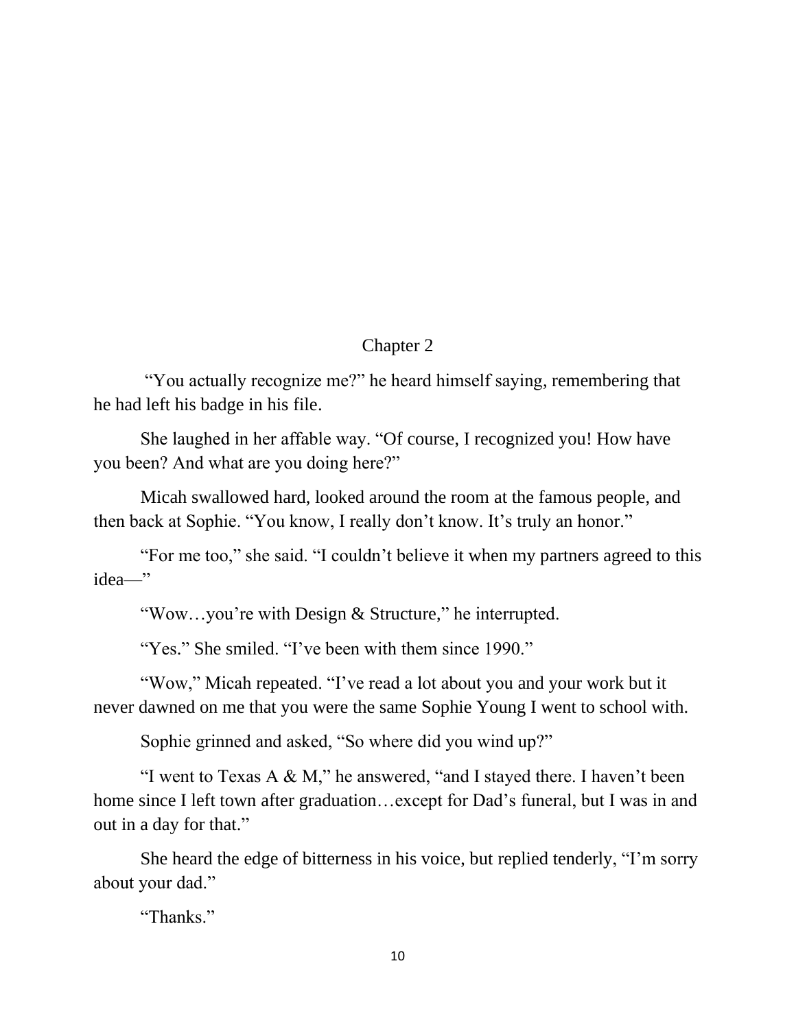# Chapter 2

"You actually recognize me?" he heard himself saying, remembering that he had left his badge in his file.

She laughed in her affable way. "Of course, I recognized you! How have you been? And what are you doing here?"

Micah swallowed hard, looked around the room at the famous people, and then back at Sophie. "You know, I really don't know. It's truly an honor."

"For me too," she said. "I couldn't believe it when my partners agreed to this idea—"

"Wow…you're with Design & Structure," he interrupted.

"Yes." She smiled. "I've been with them since 1990."

"Wow," Micah repeated. "I've read a lot about you and your work but it never dawned on me that you were the same Sophie Young I went to school with.

Sophie grinned and asked, "So where did you wind up?"

"I went to Texas A & M," he answered, "and I stayed there. I haven't been home since I left town after graduation…except for Dad's funeral, but I was in and out in a day for that."

She heard the edge of bitterness in his voice, but replied tenderly, "I'm sorry about your dad."

"Thanks."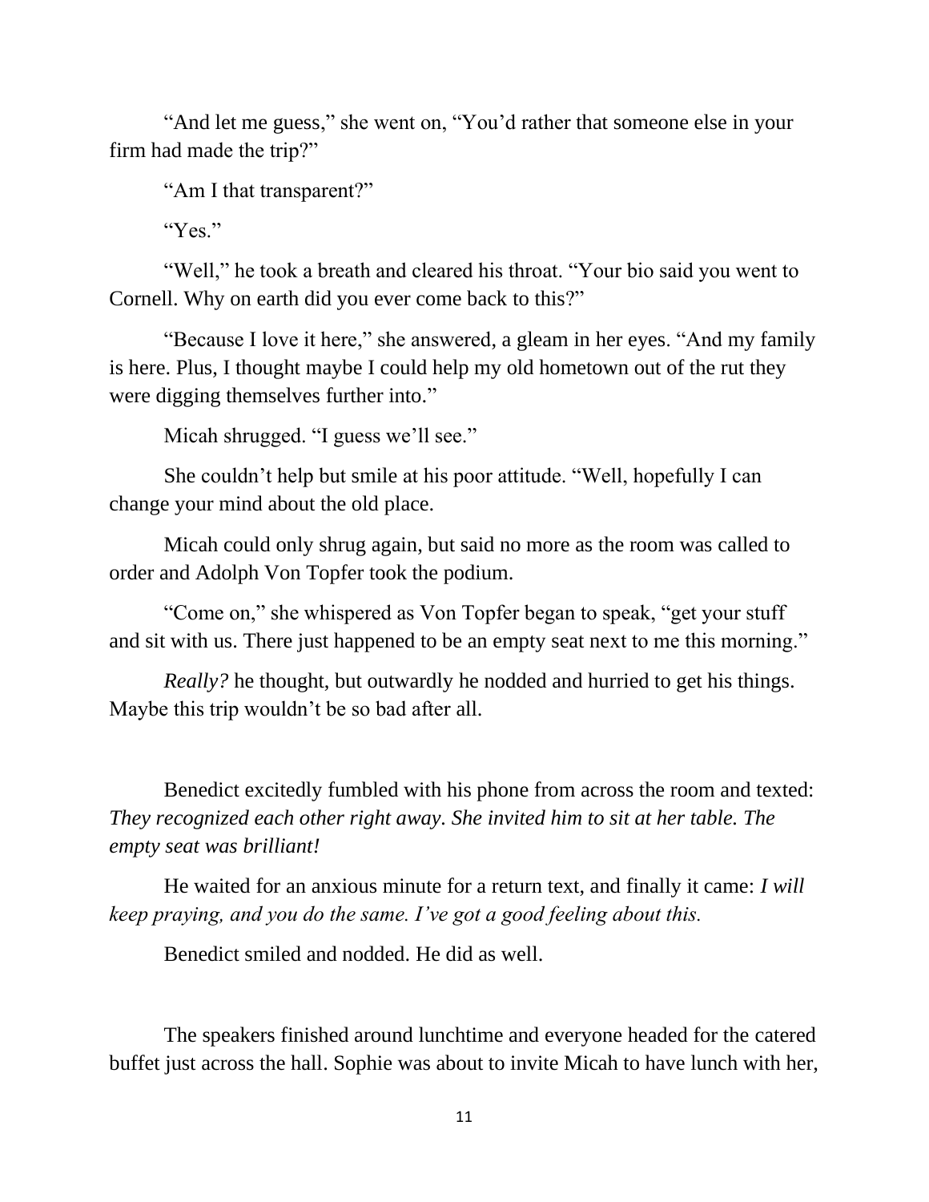"And let me guess," she went on, "You'd rather that someone else in your firm had made the trip?"

"Am I that transparent?"

"Yes."

"Well," he took a breath and cleared his throat. "Your bio said you went to Cornell. Why on earth did you ever come back to this?"

"Because I love it here," she answered, a gleam in her eyes. "And my family is here. Plus, I thought maybe I could help my old hometown out of the rut they were digging themselves further into."

Micah shrugged. "I guess we'll see."

She couldn't help but smile at his poor attitude. "Well, hopefully I can change your mind about the old place.

Micah could only shrug again, but said no more as the room was called to order and Adolph Von Topfer took the podium.

"Come on," she whispered as Von Topfer began to speak, "get your stuff and sit with us. There just happened to be an empty seat next to me this morning."

*Really?* he thought, but outwardly he nodded and hurried to get his things. Maybe this trip wouldn't be so bad after all.

Benedict excitedly fumbled with his phone from across the room and texted: *They recognized each other right away. She invited him to sit at her table. The empty seat was brilliant!*

He waited for an anxious minute for a return text, and finally it came: *I will keep praying, and you do the same. I've got a good feeling about this.*

Benedict smiled and nodded. He did as well.

The speakers finished around lunchtime and everyone headed for the catered buffet just across the hall. Sophie was about to invite Micah to have lunch with her,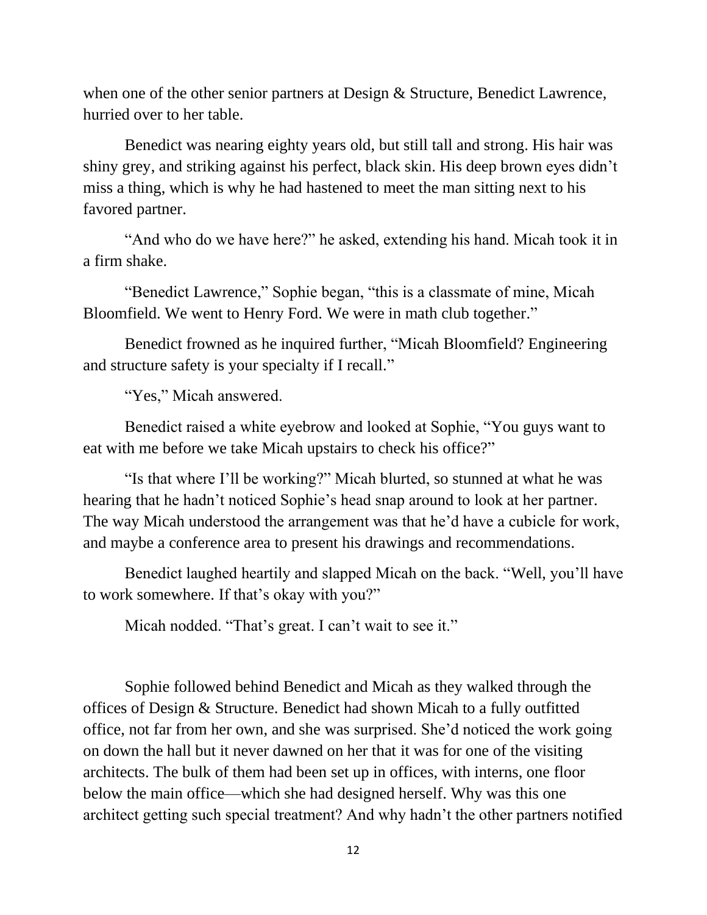when one of the other senior partners at Design & Structure, Benedict Lawrence, hurried over to her table.

Benedict was nearing eighty years old, but still tall and strong. His hair was shiny grey, and striking against his perfect, black skin. His deep brown eyes didn't miss a thing, which is why he had hastened to meet the man sitting next to his favored partner.

"And who do we have here?" he asked, extending his hand. Micah took it in a firm shake.

"Benedict Lawrence," Sophie began, "this is a classmate of mine, Micah Bloomfield. We went to Henry Ford. We were in math club together."

Benedict frowned as he inquired further, "Micah Bloomfield? Engineering and structure safety is your specialty if I recall."

"Yes," Micah answered.

Benedict raised a white eyebrow and looked at Sophie, "You guys want to eat with me before we take Micah upstairs to check his office?"

"Is that where I'll be working?" Micah blurted, so stunned at what he was hearing that he hadn't noticed Sophie's head snap around to look at her partner. The way Micah understood the arrangement was that he'd have a cubicle for work, and maybe a conference area to present his drawings and recommendations.

Benedict laughed heartily and slapped Micah on the back. "Well, you'll have to work somewhere. If that's okay with you?"

Micah nodded. "That's great. I can't wait to see it."

Sophie followed behind Benedict and Micah as they walked through the offices of Design & Structure. Benedict had shown Micah to a fully outfitted office, not far from her own, and she was surprised. She'd noticed the work going on down the hall but it never dawned on her that it was for one of the visiting architects. The bulk of them had been set up in offices, with interns, one floor below the main office—which she had designed herself. Why was this one architect getting such special treatment? And why hadn't the other partners notified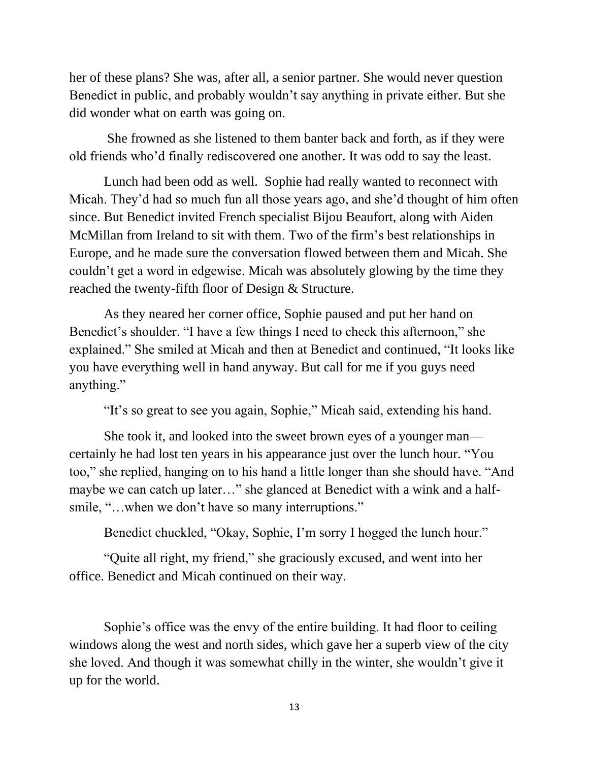her of these plans? She was, after all, a senior partner. She would never question Benedict in public, and probably wouldn't say anything in private either. But she did wonder what on earth was going on.

She frowned as she listened to them banter back and forth, as if they were old friends who'd finally rediscovered one another. It was odd to say the least.

Lunch had been odd as well. Sophie had really wanted to reconnect with Micah. They'd had so much fun all those years ago, and she'd thought of him often since. But Benedict invited French specialist Bijou Beaufort, along with Aiden McMillan from Ireland to sit with them. Two of the firm's best relationships in Europe, and he made sure the conversation flowed between them and Micah. She couldn't get a word in edgewise. Micah was absolutely glowing by the time they reached the twenty-fifth floor of Design & Structure.

As they neared her corner office, Sophie paused and put her hand on Benedict's shoulder. "I have a few things I need to check this afternoon," she explained." She smiled at Micah and then at Benedict and continued, "It looks like you have everything well in hand anyway. But call for me if you guys need anything."

"It's so great to see you again, Sophie," Micah said, extending his hand.

She took it, and looked into the sweet brown eyes of a younger man—certainly he had lost ten years in his appearance just over the lunch hour. "You too," she replied, hanging on to his hand a little longer than she should have. "And maybe we can catch up later…" she glanced at Benedict with a wink and a half-smile, "…when we don't have so many interruptions."

Benedict chuckled, "Okay, Sophie, I'm sorry I hogged the lunch hour."

"Quite all right, my friend," she graciously excused, and went into her office. Benedict and Micah continued on their way.

Sophie's office was the envy of the entire building. It had floor to ceiling windows along the west and north sides, which gave her a superb view of the city she loved. And though it was somewhat chilly in the winter, she wouldn't give it up for the world.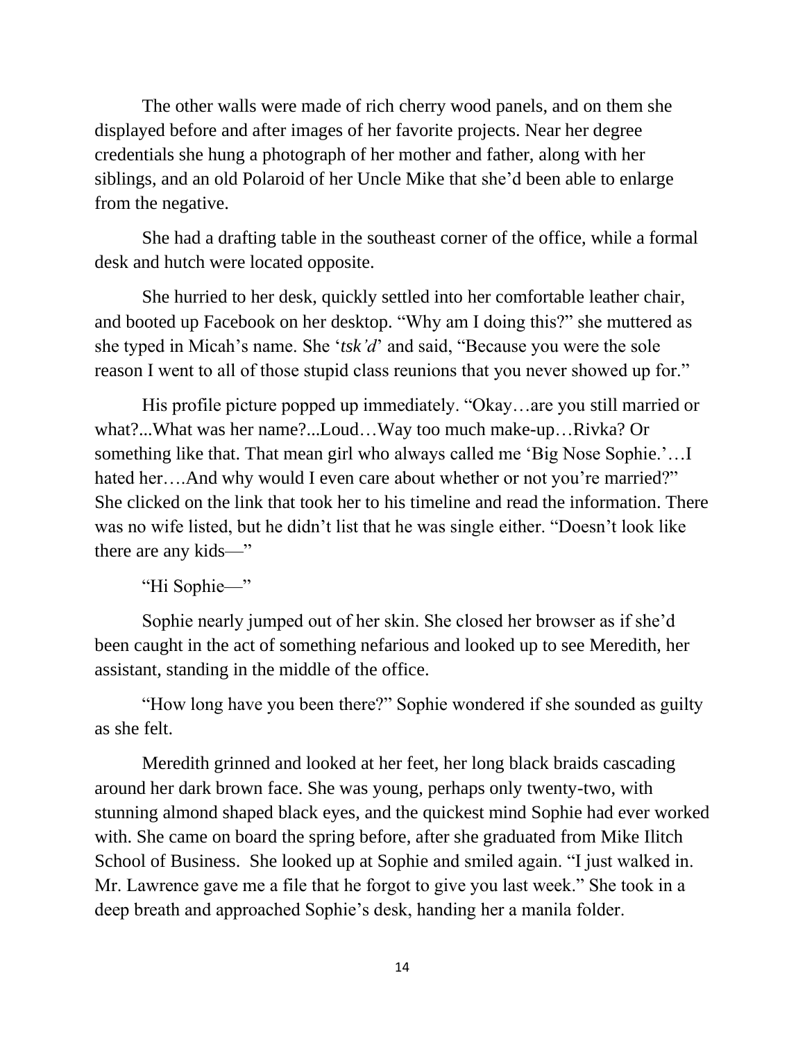The other walls were made of rich cherry wood panels, and on them she displayed before and after images of her favorite projects. Near her degree credentials she hung a photograph of her mother and father, along with her siblings, and an old Polaroid of her Uncle Mike that she'd been able to enlarge from the negative.

She had a drafting table in the southeast corner of the office, while a formal desk and hutch were located opposite.

She hurried to her desk, quickly settled into her comfortable leather chair, and booted up Facebook on her desktop. "Why am I doing this?" she muttered as she typed in Micah's name. She '*tsk'd*' and said, "Because you were the sole reason I went to all of those stupid class reunions that you never showed up for."

His profile picture popped up immediately. "Okay…are you still married or what?...What was her name?...Loud…Way too much make-up…Rivka? Or something like that. That mean girl who always called me 'Big Nose Sophie.'…I hated her….And why would I even care about whether or not you're married?" She clicked on the link that took her to his timeline and read the information. There was no wife listed, but he didn't list that he was single either. "Doesn't look like there are any kids—"

"Hi Sophie—"

Sophie nearly jumped out of her skin. She closed her browser as if she'd been caught in the act of something nefarious and looked up to see Meredith, her assistant, standing in the middle of the office.

"How long have you been there?" Sophie wondered if she sounded as guilty as she felt.

Meredith grinned and looked at her feet, her long black braids cascading around her dark brown face. She was young, perhaps only twenty-two, with stunning almond shaped black eyes, and the quickest mind Sophie had ever worked with. She came on board the spring before, after she graduated from Mike Ilitch School of Business. She looked up at Sophie and smiled again. "I just walked in. Mr. Lawrence gave me a file that he forgot to give you last week." She took in a deep breath and approached Sophie's desk, handing her a manila folder.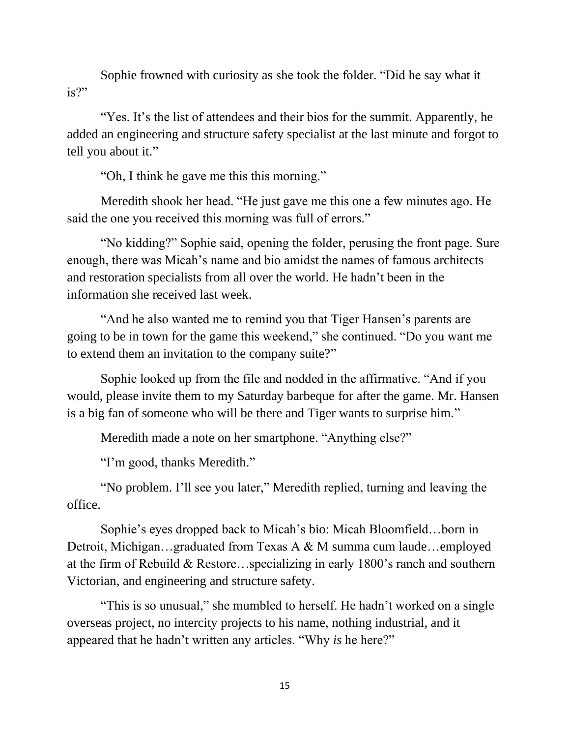Sophie frowned with curiosity as she took the folder. "Did he say what it is?"

"Yes. It's the list of attendees and their bios for the summit. Apparently, he added an engineering and structure safety specialist at the last minute and forgot to tell you about it."

"Oh, I think he gave me this this morning."

Meredith shook her head. "He just gave me this one a few minutes ago. He said the one you received this morning was full of errors."

"No kidding?" Sophie said, opening the folder, perusing the front page. Sure enough, there was Micah's name and bio amidst the names of famous architects and restoration specialists from all over the world. He hadn't been in the information she received last week.

"And he also wanted me to remind you that Tiger Hansen's parents are going to be in town for the game this weekend," she continued. "Do you want me to extend them an invitation to the company suite?"

Sophie looked up from the file and nodded in the affirmative. "And if you would, please invite them to my Saturday barbeque for after the game. Mr. Hansen is a big fan of someone who will be there and Tiger wants to surprise him."

Meredith made a note on her smartphone. "Anything else?"

"I'm good, thanks Meredith."

"No problem. I'll see you later," Meredith replied, turning and leaving the office.

Sophie's eyes dropped back to Micah's bio: Micah Bloomfield…born in Detroit, Michigan…graduated from Texas A & M summa cum laude…employed at the firm of Rebuild & Restore…specializing in early 1800's ranch and southern Victorian, and engineering and structure safety.

"This is so unusual," she mumbled to herself. He hadn't worked on a single overseas project, no intercity projects to his name, nothing industrial, and it appeared that he hadn't written any articles. "Why *is* he here?"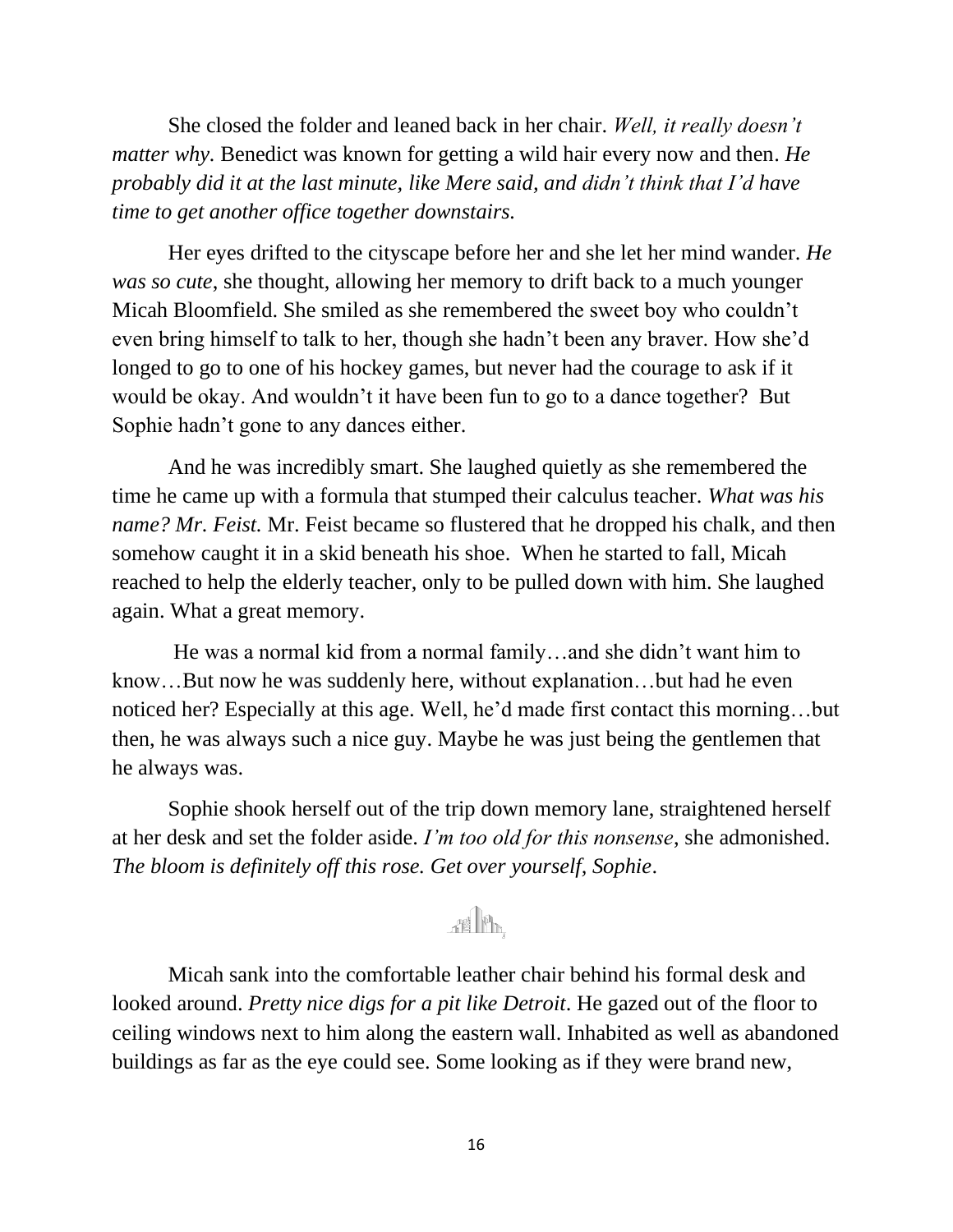She closed the folder and leaned back in her chair. *Well, it really doesn't matter why.* Benedict was known for getting a wild hair every now and then. *He probably did it at the last minute, like Mere said, and didn't think that I'd have time to get another office together downstairs.*

Her eyes drifted to the cityscape before her and she let her mind wander. *He was so cute,* she thought, allowing her memory to drift back to a much younger Micah Bloomfield. She smiled as she remembered the sweet boy who couldn't even bring himself to talk to her, though she hadn't been any braver. How she'd longed to go to one of his hockey games, but never had the courage to ask if it would be okay. And wouldn't it have been fun to go to a dance together? But Sophie hadn't gone to any dances either.

And he was incredibly smart. She laughed quietly as she remembered the time he came up with a formula that stumped their calculus teacher. *What was his name? Mr. Feist.* Mr. Feist became so flustered that he dropped his chalk, and then somehow caught it in a skid beneath his shoe. When he started to fall, Micah reached to help the elderly teacher, only to be pulled down with him. She laughed again. What a great memory.

He was a normal kid from a normal family…and she didn't want him to know…But now he was suddenly here, without explanation…but had he even noticed her? Especially at this age. Well, he'd made first contact this morning…but then, he was always such a nice guy. Maybe he was just being the gentlemen that he always was.

Sophie shook herself out of the trip down memory lane, straightened herself at her desk and set the folder aside. *I'm too old for this nonsense,* she admonished. *The bloom is definitely off this rose. Get over yourself, Sophie*.

Micah sank into the comfortable leather chair behind his formal desk and looked around. *Pretty nice digs for a pit like Detroit*. He gazed out of the floor to ceiling windows next to him along the eastern wall. Inhabited as well as abandoned buildings as far as the eye could see. Some looking as if they were brand new,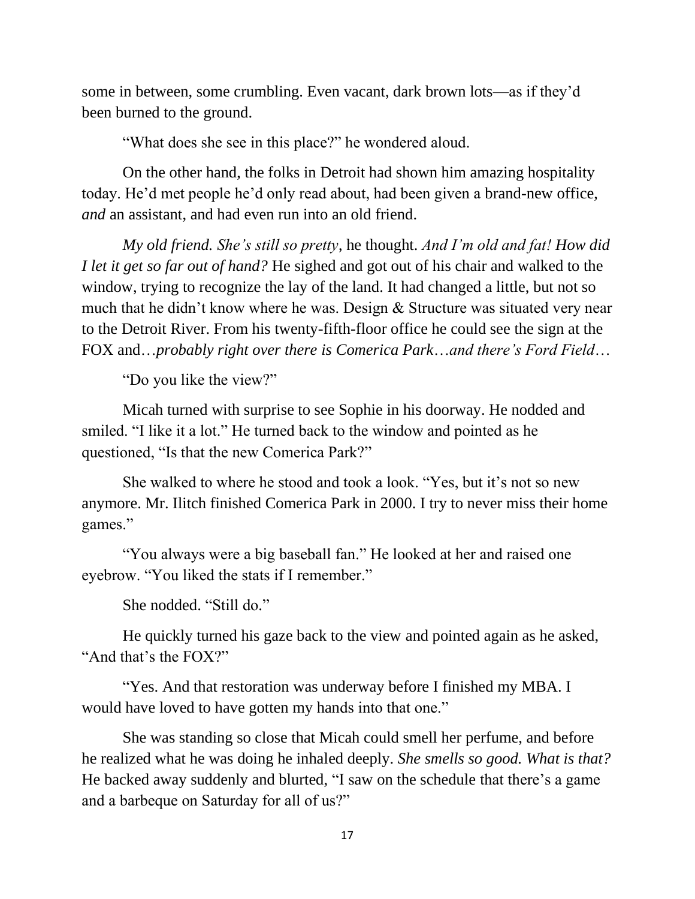some in between, some crumbling. Even vacant, dark brown lots—as if they'd been burned to the ground.

"What does she see in this place?" he wondered aloud.

On the other hand, the folks in Detroit had shown him amazing hospitality today. He'd met people he'd only read about, had been given a brand-new office, *and* an assistant, and had even run into an old friend.

*My old friend. She's still so pretty*, he thought. *And I'm old and fat! How did I let it get so far out of hand?* He sighed and got out of his chair and walked to the window, trying to recognize the lay of the land. It had changed a little, but not so much that he didn't know where he was. Design & Structure was situated very near to the Detroit River. From his twenty-fifth-floor office he could see the sign at the FOX and…*probably right over there is Comerica Park*…*and there's Ford Field*…

"Do you like the view?"

Micah turned with surprise to see Sophie in his doorway. He nodded and smiled. "I like it a lot." He turned back to the window and pointed as he questioned, "Is that the new Comerica Park?"

She walked to where he stood and took a look. "Yes, but it's not so new anymore. Mr. Ilitch finished Comerica Park in 2000. I try to never miss their home games."

"You always were a big baseball fan." He looked at her and raised one eyebrow. "You liked the stats if I remember."

She nodded. "Still do."

He quickly turned his gaze back to the view and pointed again as he asked, "And that's the FOX?"

"Yes. And that restoration was underway before I finished my MBA. I would have loved to have gotten my hands into that one."

She was standing so close that Micah could smell her perfume, and before he realized what he was doing he inhaled deeply. *She smells so good. What is that?* He backed away suddenly and blurted, "I saw on the schedule that there's a game and a barbeque on Saturday for all of us?"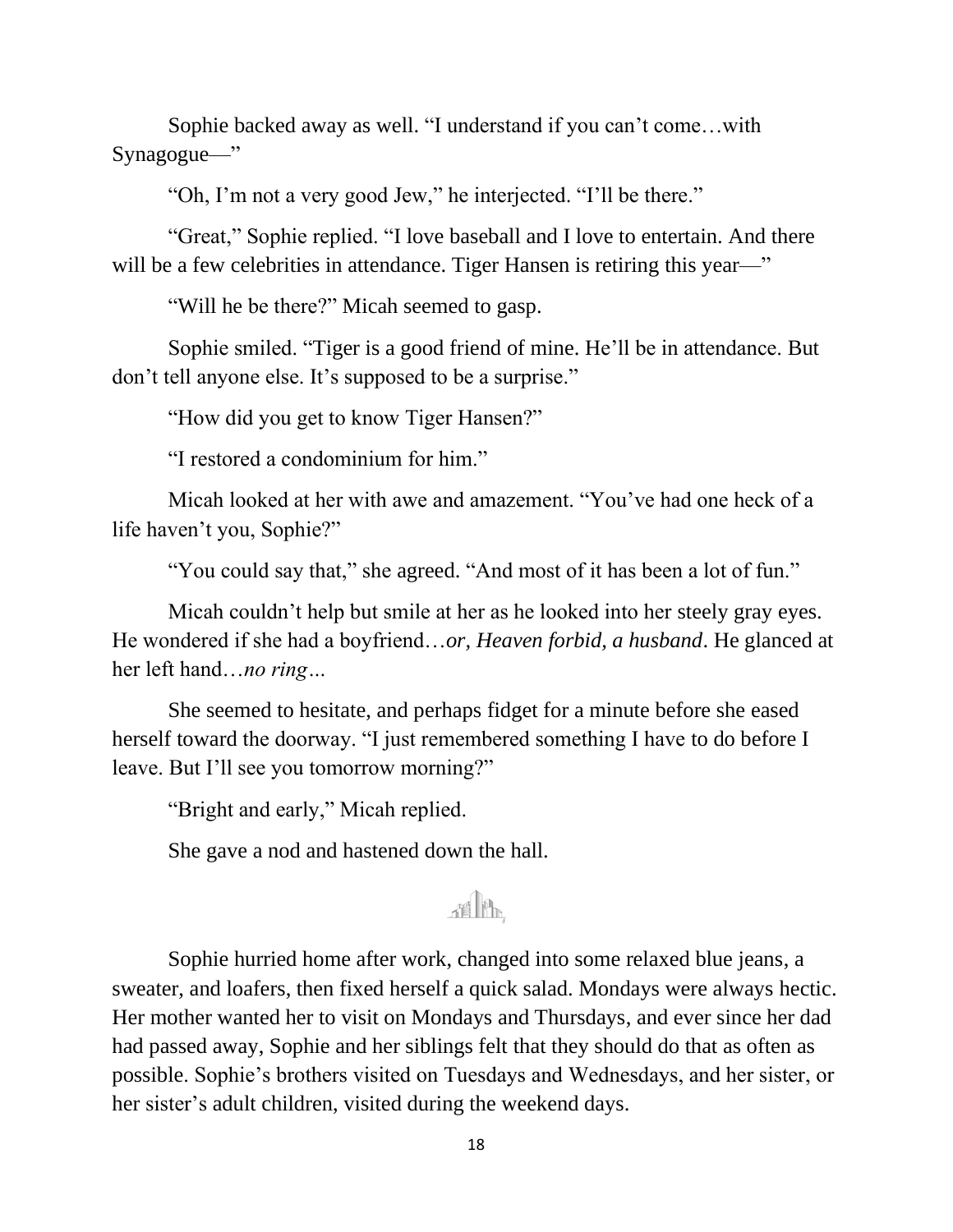Sophie backed away as well. "I understand if you can't come…with Synagogue—"

"Oh, I'm not a very good Jew," he interjected. "I'll be there."

"Great," Sophie replied. "I love baseball and I love to entertain. And there will be a few celebrities in attendance. Tiger Hansen is retiring this year—"

"Will he be there?" Micah seemed to gasp.

Sophie smiled. "Tiger is a good friend of mine. He'll be in attendance. But don't tell anyone else. It's supposed to be a surprise."

"How did you get to know Tiger Hansen?"

"I restored a condominium for him."

Micah looked at her with awe and amazement. "You've had one heck of a life haven't you, Sophie?"

"You could say that," she agreed. "And most of it has been a lot of fun."

Micah couldn't help but smile at her as he looked into her steely gray eyes. He wondered if she had a boyfriend…*or, Heaven forbid, a husband*. He glanced at her left hand…*no ring…*

She seemed to hesitate, and perhaps fidget for a minute before she eased herself toward the doorway. "I just remembered something I have to do before I leave. But I'll see you tomorrow morning?"

"Bright and early," Micah replied.

She gave a nod and hastened down the hall.

Sophie hurried home after work, changed into some relaxed blue jeans, a sweater, and loafers, then fixed herself a quick salad. Mondays were always hectic. Her mother wanted her to visit on Mondays and Thursdays, and ever since her dad had passed away, Sophie and her siblings felt that they should do that as often as possible. Sophie's brothers visited on Tuesdays and Wednesdays, and her sister, or her sister's adult children, visited during the weekend days.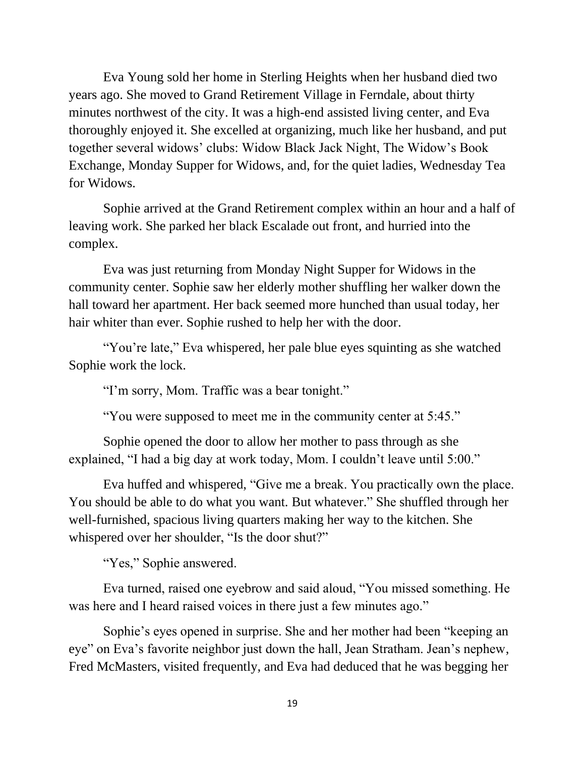Eva Young sold her home in Sterling Heights when her husband died two years ago. She moved to Grand Retirement Village in Ferndale, about thirty minutes northwest of the city. It was a high-end assisted living center, and Eva thoroughly enjoyed it. She excelled at organizing, much like her husband, and put together several widows' clubs: Widow Black Jack Night, The Widow's Book Exchange, Monday Supper for Widows, and, for the quiet ladies, Wednesday Tea for Widows.

Sophie arrived at the Grand Retirement complex within an hour and a half of leaving work. She parked her black Escalade out front, and hurried into the complex.

Eva was just returning from Monday Night Supper for Widows in the community center. Sophie saw her elderly mother shuffling her walker down the hall toward her apartment. Her back seemed more hunched than usual today, her hair whiter than ever. Sophie rushed to help her with the door.

"You're late," Eva whispered, her pale blue eyes squinting as she watched Sophie work the lock.

"I'm sorry, Mom. Traffic was a bear tonight."

"You were supposed to meet me in the community center at 5:45."

Sophie opened the door to allow her mother to pass through as she explained, "I had a big day at work today, Mom. I couldn't leave until 5:00."

Eva huffed and whispered, "Give me a break. You practically own the place. You should be able to do what you want. But whatever." She shuffled through her well-furnished, spacious living quarters making her way to the kitchen. She whispered over her shoulder, "Is the door shut?"

"Yes," Sophie answered.

Eva turned, raised one eyebrow and said aloud, "You missed something. He was here and I heard raised voices in there just a few minutes ago."

Sophie's eyes opened in surprise. She and her mother had been "keeping an eye" on Eva's favorite neighbor just down the hall, Jean Stratham. Jean's nephew, Fred McMasters, visited frequently, and Eva had deduced that he was begging her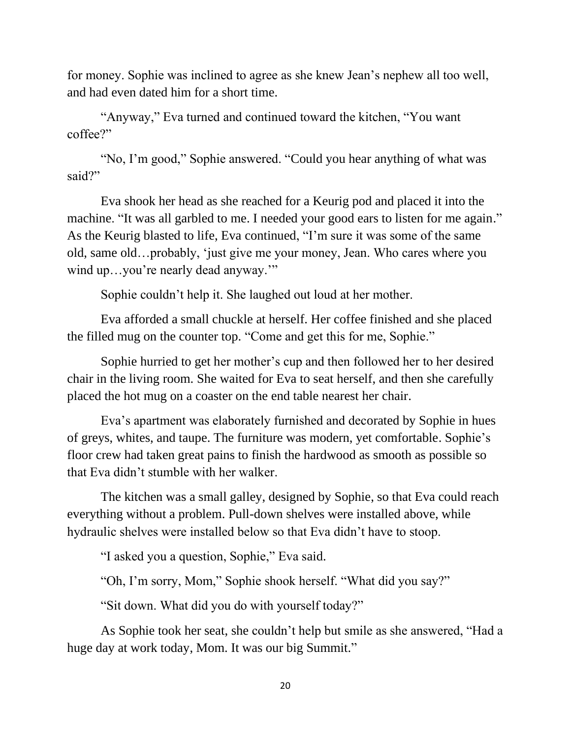for money. Sophie was inclined to agree as she knew Jean's nephew all too well, and had even dated him for a short time.

"Anyway," Eva turned and continued toward the kitchen, "You want coffee?"

"No, I'm good," Sophie answered. "Could you hear anything of what was said?"

Eva shook her head as she reached for a Keurig pod and placed it into the machine. "It was all garbled to me. I needed your good ears to listen for me again." As the Keurig blasted to life, Eva continued, "I'm sure it was some of the same old, same old…probably, 'just give me your money, Jean. Who cares where you wind up…you're nearly dead anyway.'"

Sophie couldn't help it. She laughed out loud at her mother.

Eva afforded a small chuckle at herself. Her coffee finished and she placed the filled mug on the counter top. "Come and get this for me, Sophie."

Sophie hurried to get her mother's cup and then followed her to her desired chair in the living room. She waited for Eva to seat herself, and then she carefully placed the hot mug on a coaster on the end table nearest her chair.

Eva's apartment was elaborately furnished and decorated by Sophie in hues of greys, whites, and taupe. The furniture was modern, yet comfortable. Sophie's floor crew had taken great pains to finish the hardwood as smooth as possible so that Eva didn't stumble with her walker.

The kitchen was a small galley, designed by Sophie, so that Eva could reach everything without a problem. Pull-down shelves were installed above, while hydraulic shelves were installed below so that Eva didn't have to stoop.

"I asked you a question, Sophie," Eva said.

"Oh, I'm sorry, Mom," Sophie shook herself. "What did you say?"

"Sit down. What did you do with yourself today?"

As Sophie took her seat, she couldn't help but smile as she answered, "Had a huge day at work today, Mom. It was our big Summit."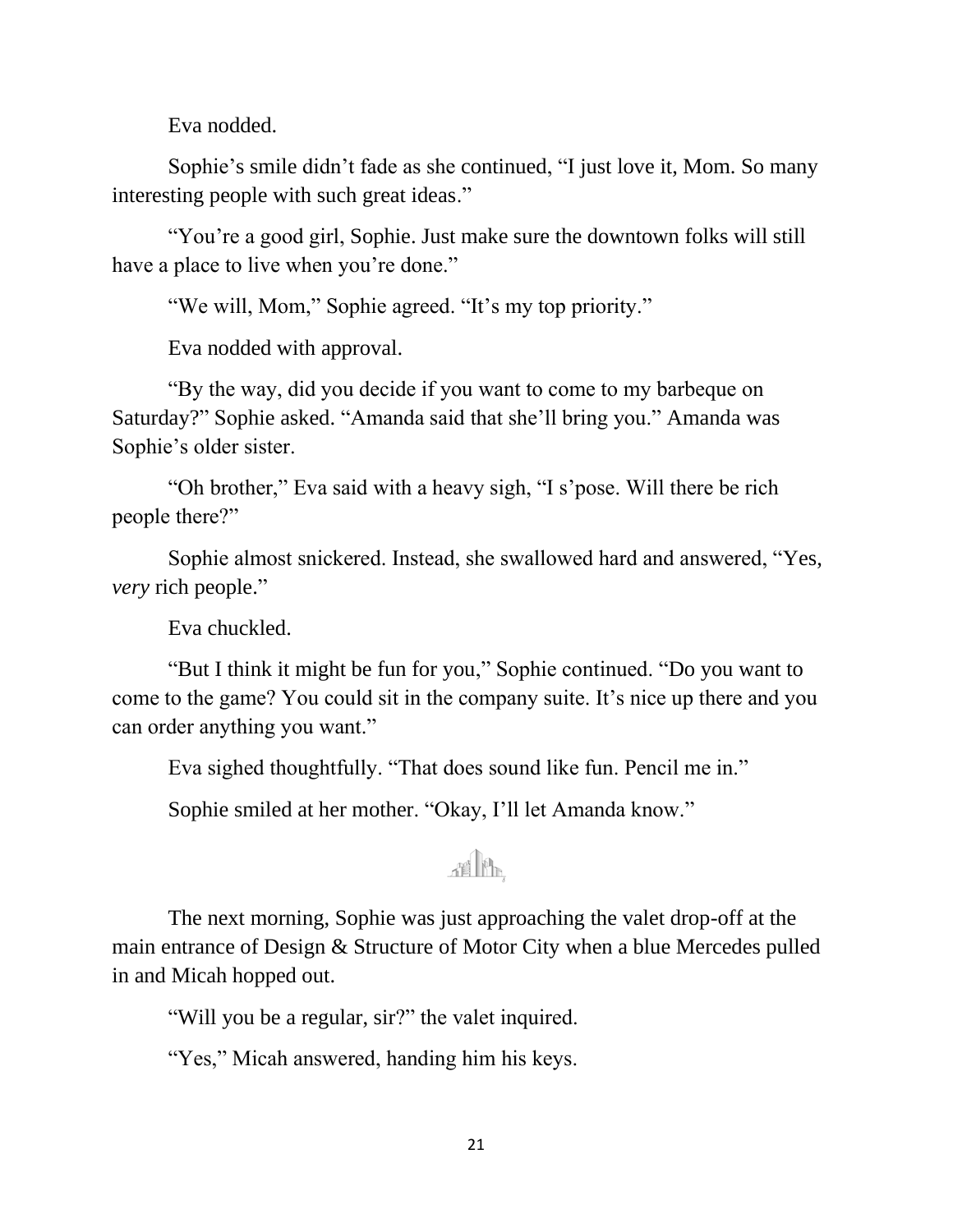Eva nodded.

Sophie's smile didn't fade as she continued, "I just love it, Mom. So many interesting people with such great ideas."

"You're a good girl, Sophie. Just make sure the downtown folks will still have a place to live when you're done."

"We will, Mom," Sophie agreed. "It's my top priority."

Eva nodded with approval.

"By the way, did you decide if you want to come to my barbeque on Saturday?" Sophie asked. "Amanda said that she'll bring you." Amanda was Sophie's older sister.

"Oh brother," Eva said with a heavy sigh, "I s'pose. Will there be rich people there?"

Sophie almost snickered. Instead, she swallowed hard and answered, "Yes, *very* rich people."

Eva chuckled.

"But I think it might be fun for you," Sophie continued. "Do you want to come to the game? You could sit in the company suite. It's nice up there and you can order anything you want."

Eva sighed thoughtfully. "That does sound like fun. Pencil me in."

Sophie smiled at her mother. "Okay, I'll let Amanda know."

The next morning, Sophie was just approaching the valet drop-off at the main entrance of Design & Structure of Motor City when a blue Mercedes pulled in and Micah hopped out.

"Will you be a regular, sir?" the valet inquired.

"Yes," Micah answered, handing him his keys.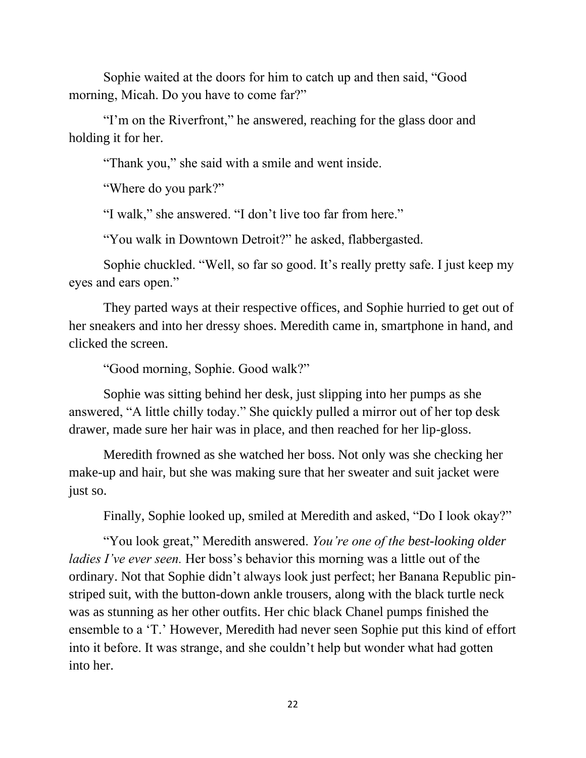Sophie waited at the doors for him to catch up and then said, "Good morning, Micah. Do you have to come far?"

"I'm on the Riverfront," he answered, reaching for the glass door and holding it for her.

"Thank you," she said with a smile and went inside.

"Where do you park?"

"I walk," she answered. "I don't live too far from here."

"You walk in Downtown Detroit?" he asked, flabbergasted.

Sophie chuckled. "Well, so far so good. It's really pretty safe. I just keep my eyes and ears open."

They parted ways at their respective offices, and Sophie hurried to get out of her sneakers and into her dressy shoes. Meredith came in, smartphone in hand, and clicked the screen.

"Good morning, Sophie. Good walk?"

Sophie was sitting behind her desk, just slipping into her pumps as she answered, "A little chilly today." She quickly pulled a mirror out of her top desk drawer, made sure her hair was in place, and then reached for her lip-gloss.

Meredith frowned as she watched her boss. Not only was she checking her make-up and hair, but she was making sure that her sweater and suit jacket were just so.

Finally, Sophie looked up, smiled at Meredith and asked, "Do I look okay?"

"You look great," Meredith answered. *You're one of the best-looking older ladies I've ever seen.* Her boss's behavior this morning was a little out of the ordinary. Not that Sophie didn't always look just perfect; her Banana Republic pin-striped suit, with the button-down ankle trousers, along with the black turtle neck was as stunning as her other outfits. Her chic black Chanel pumps finished the ensemble to a 'T.' However, Meredith had never seen Sophie put this kind of effort into it before. It was strange, and she couldn't help but wonder what had gotten into her.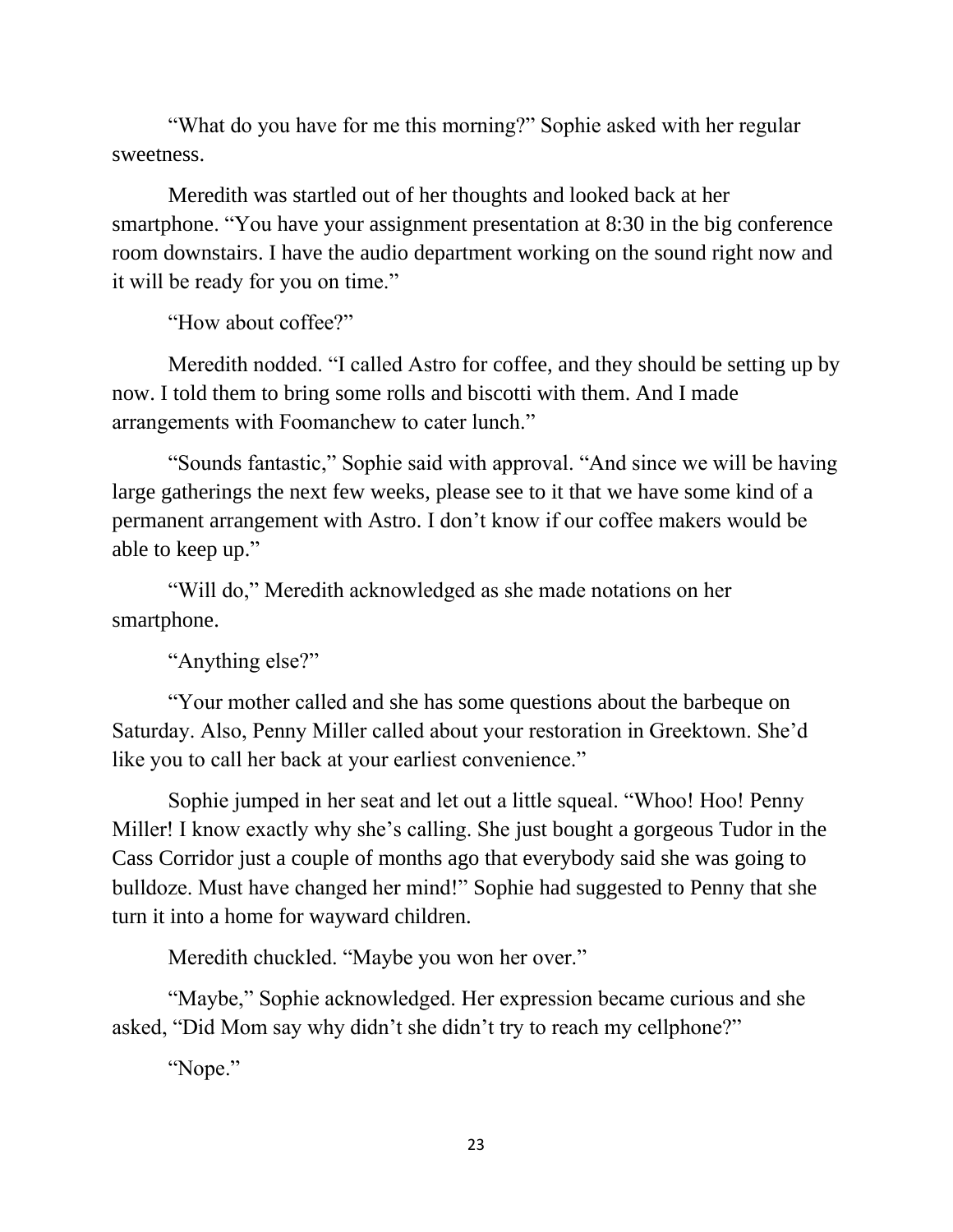"What do you have for me this morning?" Sophie asked with her regular sweetness.

Meredith was startled out of her thoughts and looked back at her smartphone. "You have your assignment presentation at 8:30 in the big conference room downstairs. I have the audio department working on the sound right now and it will be ready for you on time."

"How about coffee?"

Meredith nodded. "I called Astro for coffee, and they should be setting up by now. I told them to bring some rolls and biscotti with them. And I made arrangements with Foomanchew to cater lunch."

"Sounds fantastic," Sophie said with approval. "And since we will be having large gatherings the next few weeks, please see to it that we have some kind of a permanent arrangement with Astro. I don't know if our coffee makers would be able to keep up."

"Will do," Meredith acknowledged as she made notations on her smartphone.

"Anything else?"

"Your mother called and she has some questions about the barbeque on Saturday. Also, Penny Miller called about your restoration in Greektown. She'd like you to call her back at your earliest convenience."

Sophie jumped in her seat and let out a little squeal. "Whoo! Hoo! Penny Miller! I know exactly why she's calling. She just bought a gorgeous Tudor in the Cass Corridor just a couple of months ago that everybody said she was going to bulldoze. Must have changed her mind!" Sophie had suggested to Penny that she turn it into a home for wayward children.

Meredith chuckled. "Maybe you won her over."

"Maybe," Sophie acknowledged. Her expression became curious and she asked, "Did Mom say why didn't she didn't try to reach my cellphone?"

"Nope."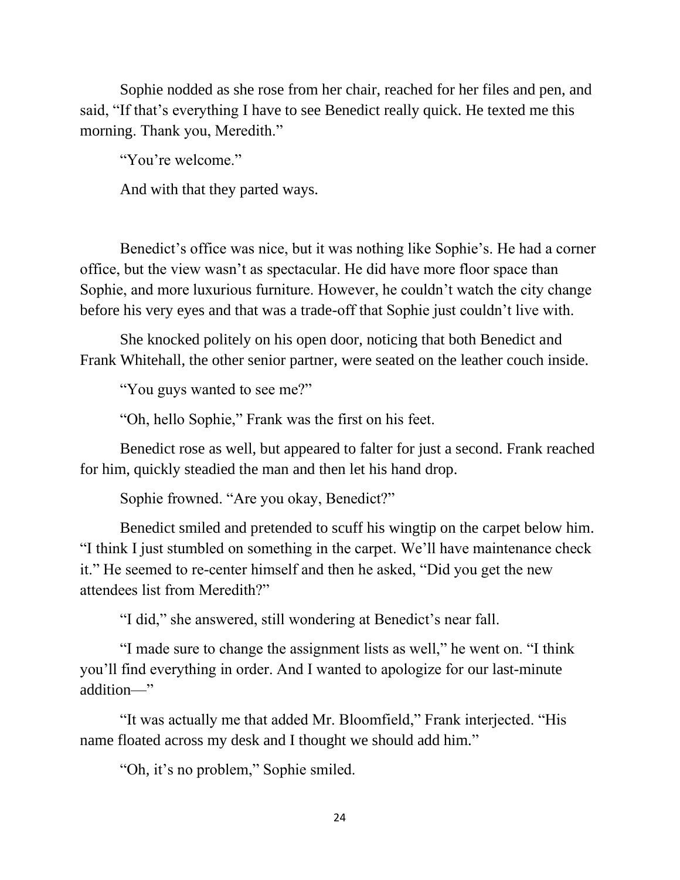Sophie nodded as she rose from her chair, reached for her files and pen, and said, "If that's everything I have to see Benedict really quick. He texted me this morning. Thank you, Meredith."

"You're welcome."

And with that they parted ways.

Benedict's office was nice, but it was nothing like Sophie's. He had a corner office, but the view wasn't as spectacular. He did have more floor space than Sophie, and more luxurious furniture. However, he couldn't watch the city change before his very eyes and that was a trade-off that Sophie just couldn't live with.

She knocked politely on his open door, noticing that both Benedict and Frank Whitehall, the other senior partner, were seated on the leather couch inside.

"You guys wanted to see me?"

"Oh, hello Sophie," Frank was the first on his feet.

Benedict rose as well, but appeared to falter for just a second. Frank reached for him, quickly steadied the man and then let his hand drop.

Sophie frowned. "Are you okay, Benedict?"

Benedict smiled and pretended to scuff his wingtip on the carpet below him. "I think I just stumbled on something in the carpet. We'll have maintenance check it." He seemed to re-center himself and then he asked, "Did you get the new attendees list from Meredith?"

"I did," she answered, still wondering at Benedict's near fall.

"I made sure to change the assignment lists as well," he went on. "I think you'll find everything in order. And I wanted to apologize for our last-minute addition—"

"It was actually me that added Mr. Bloomfield," Frank interjected. "His name floated across my desk and I thought we should add him."

"Oh, it's no problem," Sophie smiled.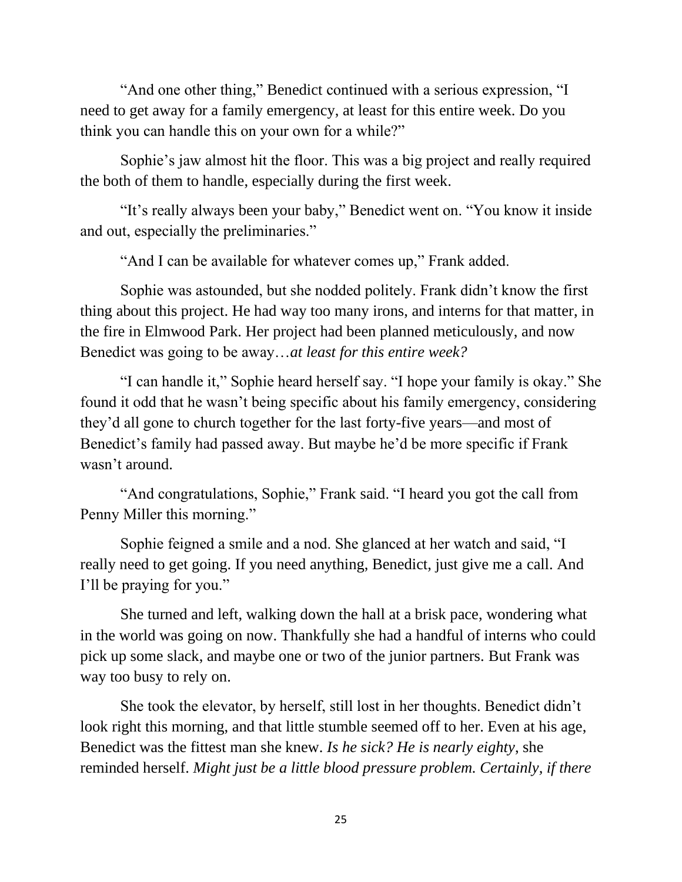"And one other thing," Benedict continued with a serious expression, "I need to get away for a family emergency, at least for this entire week. Do you think you can handle this on your own for a while?"

Sophie's jaw almost hit the floor. This was a big project and really required the both of them to handle, especially during the first week.

"It's really always been your baby," Benedict went on. "You know it inside and out, especially the preliminaries."

"And I can be available for whatever comes up," Frank added.

Sophie was astounded, but she nodded politely. Frank didn't know the first thing about this project. He had way too many irons, and interns for that matter, in the fire in Elmwood Park. Her project had been planned meticulously, and now Benedict was going to be away…*at least for this entire week?*

"I can handle it," Sophie heard herself say. "I hope your family is okay." She found it odd that he wasn't being specific about his family emergency, considering they'd all gone to church together for the last forty-five years—and most of Benedict's family had passed away. But maybe he'd be more specific if Frank wasn't around.

"And congratulations, Sophie," Frank said. "I heard you got the call from Penny Miller this morning."

Sophie feigned a smile and a nod. She glanced at her watch and said, "I really need to get going. If you need anything, Benedict, just give me a call. And I'll be praying for you."

She turned and left, walking down the hall at a brisk pace, wondering what in the world was going on now. Thankfully she had a handful of interns who could pick up some slack, and maybe one or two of the junior partners. But Frank was way too busy to rely on.

She took the elevator, by herself, still lost in her thoughts. Benedict didn't look right this morning, and that little stumble seemed off to her. Even at his age, Benedict was the fittest man she knew. *Is he sick? He is nearly eighty,* she reminded herself. *Might just be a little blood pressure problem. Certainly, if there*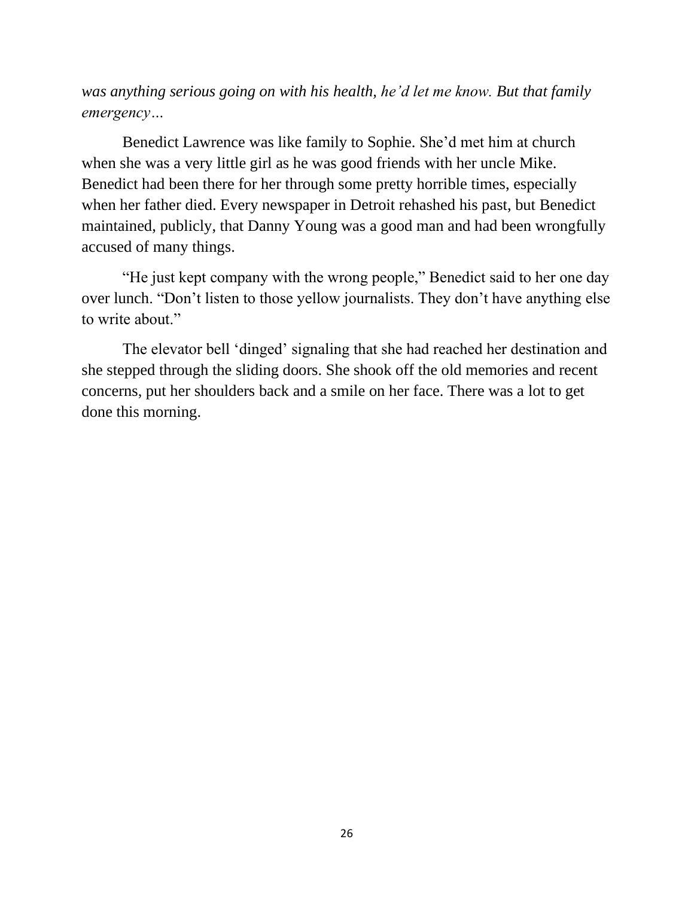*was anything serious going on with his health, he'd let me know. But that family emergency…*

Benedict Lawrence was like family to Sophie. She'd met him at church when she was a very little girl as he was good friends with her uncle Mike. Benedict had been there for her through some pretty horrible times, especially when her father died. Every newspaper in Detroit rehashed his past, but Benedict maintained, publicly, that Danny Young was a good man and had been wrongfully accused of many things.

"He just kept company with the wrong people," Benedict said to her one day over lunch. "Don't listen to those yellow journalists. They don't have anything else to write about."

The elevator bell 'dinged' signaling that she had reached her destination and she stepped through the sliding doors. She shook off the old memories and recent concerns, put her shoulders back and a smile on her face. There was a lot to get done this morning.